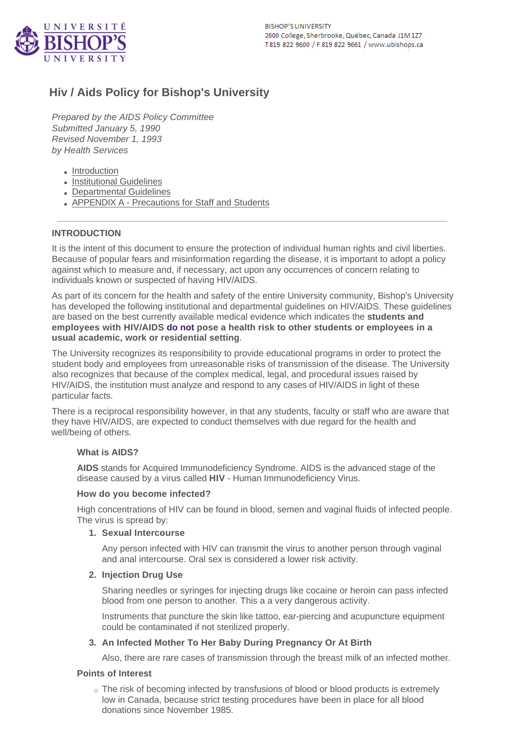UNIVERSITÉ BISHOP'S UNIVERSITY

BISHOP'S UNIVERSITY
2600 College, Sherbrooke, Québec, Canada J1M 1Z7
T 819 822 9600 / F 819 822 9661 / www.ubishops.ca

# Hiv / Aids Policy for Bishop's University

*Prepared by the AIDS Policy Committee*
*Submitted January 5, 1990*
*Revised November 1, 1993*
*by Health Services*

- Introduction
- Institutional Guidelines
- Departmental Guidelines
- APPENDIX A - Precautions for Staff and Students

---

## INTRODUCTION

It is the intent of this document to ensure the protection of individual human rights and civil liberties. Because of popular fears and misinformation regarding the disease, it is important to adopt a policy against which to measure and, if necessary, act upon any occurrences of concern relating to individuals known or suspected of having HIV/AIDS.

As part of its concern for the health and safety of the entire University community, Bishop's University has developed the following institutional and departmental guidelines on HIV/AIDS. These guidelines are based on the best currently available medical evidence which indicates the **students and employees with HIV/AIDS do not pose a health risk to other students or employees in a usual academic, work or residential setting**.

The University recognizes its responsibility to provide educational programs in order to protect the student body and employees from unreasonable risks of transmission of the disease. The University also recognizes that because of the complex medical, legal, and procedural issues raised by HIV/AIDS, the institution must analyze and respond to any cases of HIV/AIDS in light of these particular facts.

There is a reciprocal responsibility however, in that any students, faculty or staff who are aware that they have HIV/AIDS, are expected to conduct themselves with due regard for the health and well/being of others.

### What is AIDS?

**AIDS** stands for Acquired Immunodeficiency Syndrome. AIDS is the advanced stage of the disease caused by a virus called **HIV** - Human Immunodeficiency Virus.

### How do you become infected?

High concentrations of HIV can be found in blood, semen and vaginal fluids of infected people. The virus is spread by:

1. **Sexual Intercourse**

   Any person infected with HIV can transmit the virus to another person through vaginal and anal intercourse. Oral sex is considered a lower risk activity.

2. **Injection Drug Use**

   Sharing needles or syringes for injecting drugs like cocaine or heroin can pass infected blood from one person to another. This a a very dangerous activity.

   Instruments that puncture the skin like tattoo, ear-piercing and acupuncture equipment could be contaminated if not sterilized properly.

3. **An Infected Mother To Her Baby During Pregnancy Or At Birth**

   Also, there are rare cases of transmission through the breast milk of an infected mother.

### Points of Interest

- The risk of becoming infected by transfusions of blood or blood products is extremely low in Canada, because strict testing procedures have been in place for all blood donations since November 1985.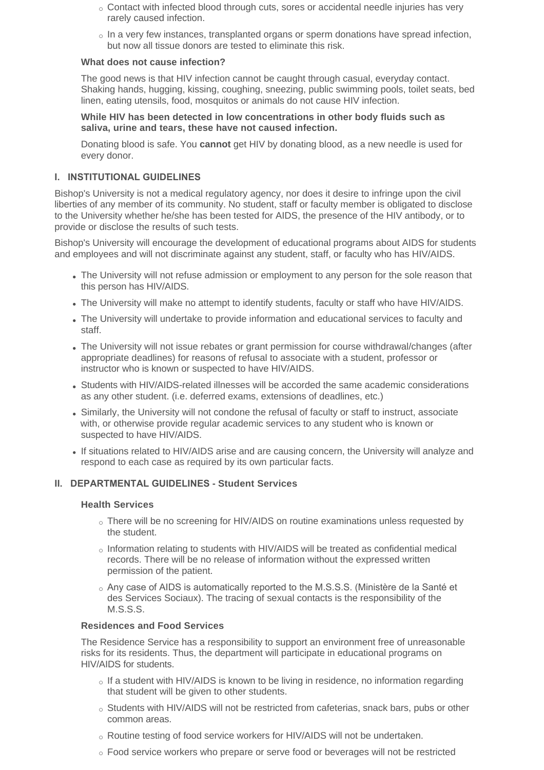- Contact with infected blood through cuts, sores or accidental needle injuries has very rarely caused infection.
- In a very few instances, transplanted organs or sperm donations have spread infection, but now all tissue donors are tested to eliminate this risk.

**What does not cause infection?**

The good news is that HIV infection cannot be caught through casual, everyday contact. Shaking hands, hugging, kissing, coughing, sneezing, public swimming pools, toilet seats, bed linen, eating utensils, food, mosquitos or animals do not cause HIV infection.

**While HIV has been detected in low concentrations in other body fluids such as saliva, urine and tears, these have not caused infection.**

Donating blood is safe. You **cannot** get HIV by donating blood, as a new needle is used for every donor.

## I. INSTITUTIONAL GUIDELINES

Bishop's University is not a medical regulatory agency, nor does it desire to infringe upon the civil liberties of any member of its community. No student, staff or faculty member is obligated to disclose to the University whether he/she has been tested for AIDS, the presence of the HIV antibody, or to provide or disclose the results of such tests.

Bishop's University will encourage the development of educational programs about AIDS for students and employees and will not discriminate against any student, staff, or faculty who has HIV/AIDS.

- The University will not refuse admission or employment to any person for the sole reason that this person has HIV/AIDS.
- The University will make no attempt to identify students, faculty or staff who have HIV/AIDS.
- The University will undertake to provide information and educational services to faculty and staff.
- The University will not issue rebates or grant permission for course withdrawal/changes (after appropriate deadlines) for reasons of refusal to associate with a student, professor or instructor who is known or suspected to have HIV/AIDS.
- Students with HIV/AIDS-related illnesses will be accorded the same academic considerations as any other student. (i.e. deferred exams, extensions of deadlines, etc.)
- Similarly, the University will not condone the refusal of faculty or staff to instruct, associate with, or otherwise provide regular academic services to any student who is known or suspected to have HIV/AIDS.
- If situations related to HIV/AIDS arise and are causing concern, the University will analyze and respond to each case as required by its own particular facts.

## II. DEPARTMENTAL GUIDELINES - Student Services

**Health Services**

- There will be no screening for HIV/AIDS on routine examinations unless requested by the student.
- Information relating to students with HIV/AIDS will be treated as confidential medical records. There will be no release of information without the expressed written permission of the patient.
- Any case of AIDS is automatically reported to the M.S.S.S. (Ministère de la Santé et des Services Sociaux). The tracing of sexual contacts is the responsibility of the M.S.S.S.

**Residences and Food Services**

The Residence Service has a responsibility to support an environment free of unreasonable risks for its residents. Thus, the department will participate in educational programs on HIV/AIDS for students.

- If a student with HIV/AIDS is known to be living in residence, no information regarding that student will be given to other students.
- Students with HIV/AIDS will not be restricted from cafeterias, snack bars, pubs or other common areas.
- Routine testing of food service workers for HIV/AIDS will not be undertaken.
- Food service workers who prepare or serve food or beverages will not be restricted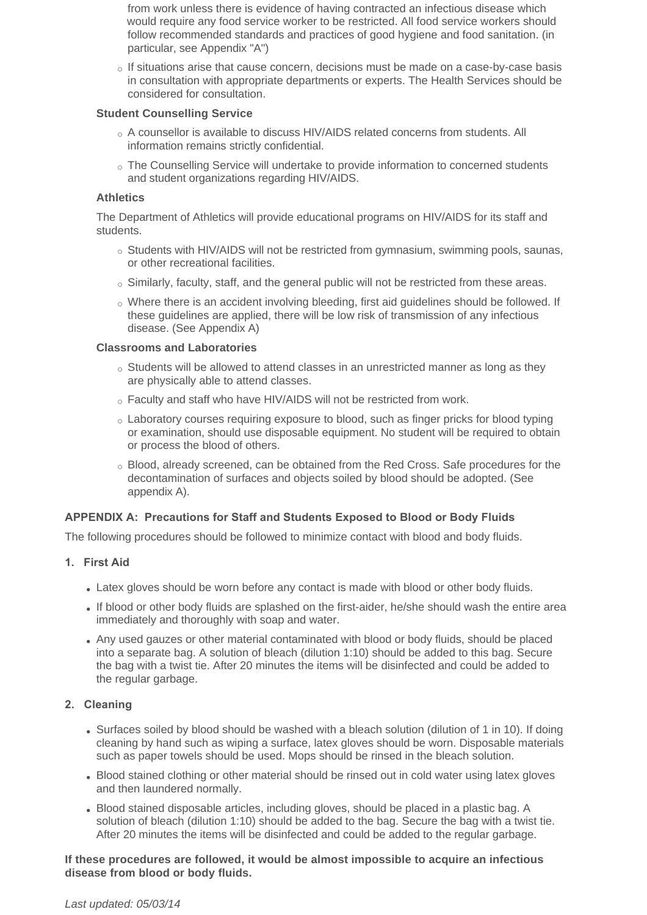from work unless there is evidence of having contracted an infectious disease which would require any food service worker to be restricted. All food service workers should follow recommended standards and practices of good hygiene and food sanitation. (in particular, see Appendix "A")

- If situations arise that cause concern, decisions must be made on a case-by-case basis in consultation with appropriate departments or experts. The Health Services should be considered for consultation.

**Student Counselling Service**

- A counsellor is available to discuss HIV/AIDS related concerns from students. All information remains strictly confidential.
- The Counselling Service will undertake to provide information to concerned students and student organizations regarding HIV/AIDS.

**Athletics**

The Department of Athletics will provide educational programs on HIV/AIDS for its staff and students.

- Students with HIV/AIDS will not be restricted from gymnasium, swimming pools, saunas, or other recreational facilities.
- Similarly, faculty, staff, and the general public will not be restricted from these areas.
- Where there is an accident involving bleeding, first aid guidelines should be followed. If these guidelines are applied, there will be low risk of transmission of any infectious disease. (See Appendix A)

**Classrooms and Laboratories**

- Students will be allowed to attend classes in an unrestricted manner as long as they are physically able to attend classes.
- Faculty and staff who have HIV/AIDS will not be restricted from work.
- Laboratory courses requiring exposure to blood, such as finger pricks for blood typing or examination, should use disposable equipment. No student will be required to obtain or process the blood of others.
- Blood, already screened, can be obtained from the Red Cross. Safe procedures for the decontamination of surfaces and objects soiled by blood should be adopted. (See appendix A).

**APPENDIX A: Precautions for Staff and Students Exposed to Blood or Body Fluids**

The following procedures should be followed to minimize contact with blood and body fluids.

**1. First Aid**

- Latex gloves should be worn before any contact is made with blood or other body fluids.
- If blood or other body fluids are splashed on the first-aider, he/she should wash the entire area immediately and thoroughly with soap and water.
- Any used gauzes or other material contaminated with blood or body fluids, should be placed into a separate bag. A solution of bleach (dilution 1:10) should be added to this bag. Secure the bag with a twist tie. After 20 minutes the items will be disinfected and could be added to the regular garbage.

**2. Cleaning**

- Surfaces soiled by blood should be washed with a bleach solution (dilution of 1 in 10). If doing cleaning by hand such as wiping a surface, latex gloves should be worn. Disposable materials such as paper towels should be used. Mops should be rinsed in the bleach solution.
- Blood stained clothing or other material should be rinsed out in cold water using latex gloves and then laundered normally.
- Blood stained disposable articles, including gloves, should be placed in a plastic bag. A solution of bleach (dilution 1:10) should be added to the bag. Secure the bag with a twist tie. After 20 minutes the items will be disinfected and could be added to the regular garbage.

**If these procedures are followed, it would be almost impossible to acquire an infectious disease from blood or body fluids.**

*Last updated: 05/03/14*